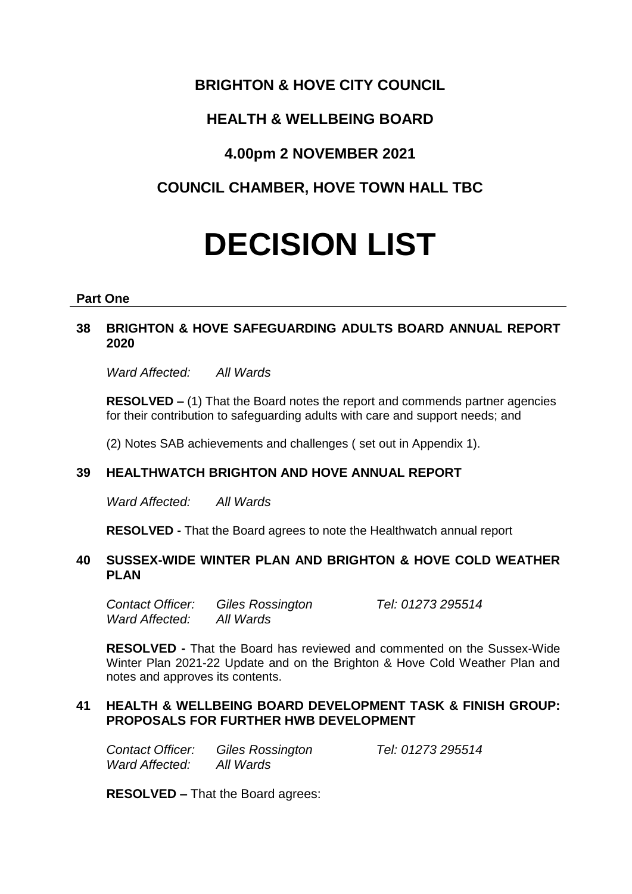# BRIGHTON & HOVE CITY COUNCIL

## HEALTH & WELLBEING BOARD

## 4.00pm 2 NOVEMBER 2021

## COUNCIL CHAMBER, HOVE TOWN HALL TBC

# DECISION LIST

**Part One**

### 38 BRIGHTON & HOVE SAFEGUARDING ADULTS BOARD ANNUAL REPORT 2020

*Ward Affected:* *All Wards*

**RESOLVED –** (1) That the Board notes the report and commends partner agencies for their contribution to safeguarding adults with care and support needs; and

(2) Notes SAB achievements and challenges ( set out in Appendix 1).

### 39 HEALTHWATCH BRIGHTON AND HOVE ANNUAL REPORT

*Ward Affected:* *All Wards*

**RESOLVED -** That the Board agrees to note the Healthwatch annual report

### 40 SUSSEX-WIDE WINTER PLAN AND BRIGHTON & HOVE COLD WEATHER PLAN

*Contact Officer:* *Giles Rossington* *Tel: 01273 295514*
*Ward Affected:* *All Wards*

**RESOLVED -** That the Board has reviewed and commented on the Sussex-Wide Winter Plan 2021-22 Update and on the Brighton & Hove Cold Weather Plan and notes and approves its contents.

### 41 HEALTH & WELLBEING BOARD DEVELOPMENT TASK & FINISH GROUP: PROPOSALS FOR FURTHER HWB DEVELOPMENT

*Contact Officer:* *Giles Rossington* *Tel: 01273 295514*
*Ward Affected:* *All Wards*

**RESOLVED –** That the Board agrees: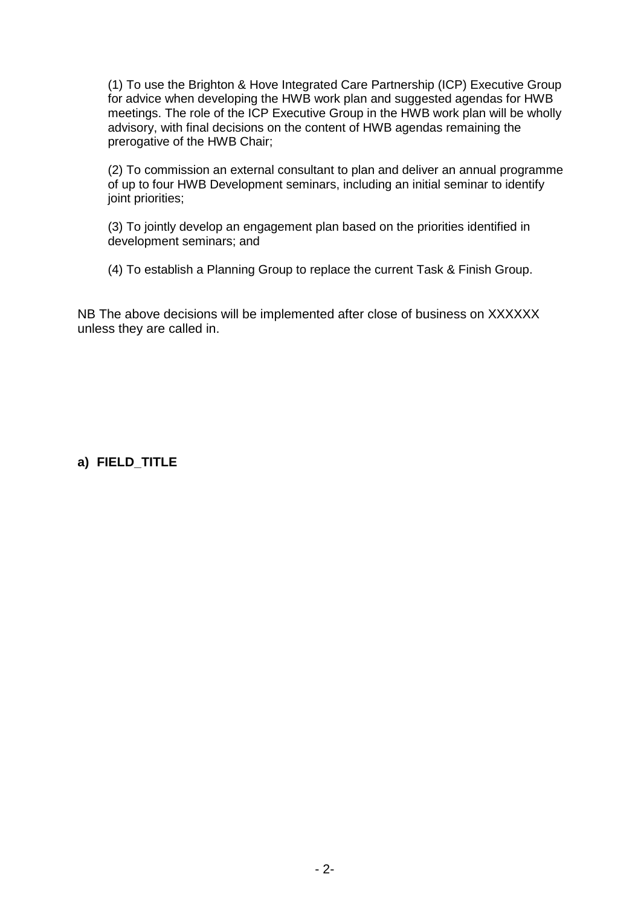(1) To use the Brighton & Hove Integrated Care Partnership (ICP) Executive Group for advice when developing the HWB work plan and suggested agendas for HWB meetings. The role of the ICP Executive Group in the HWB work plan will be wholly advisory, with final decisions on the content of HWB agendas remaining the prerogative of the HWB Chair;

(2) To commission an external consultant to plan and deliver an annual programme of up to four HWB Development seminars, including an initial seminar to identify joint priorities;

(3) To jointly develop an engagement plan based on the priorities identified in development seminars; and

(4) To establish a Planning Group to replace the current Task & Finish Group.

NB The above decisions will be implemented after close of business on XXXXXX unless they are called in.

**a) FIELD_TITLE**